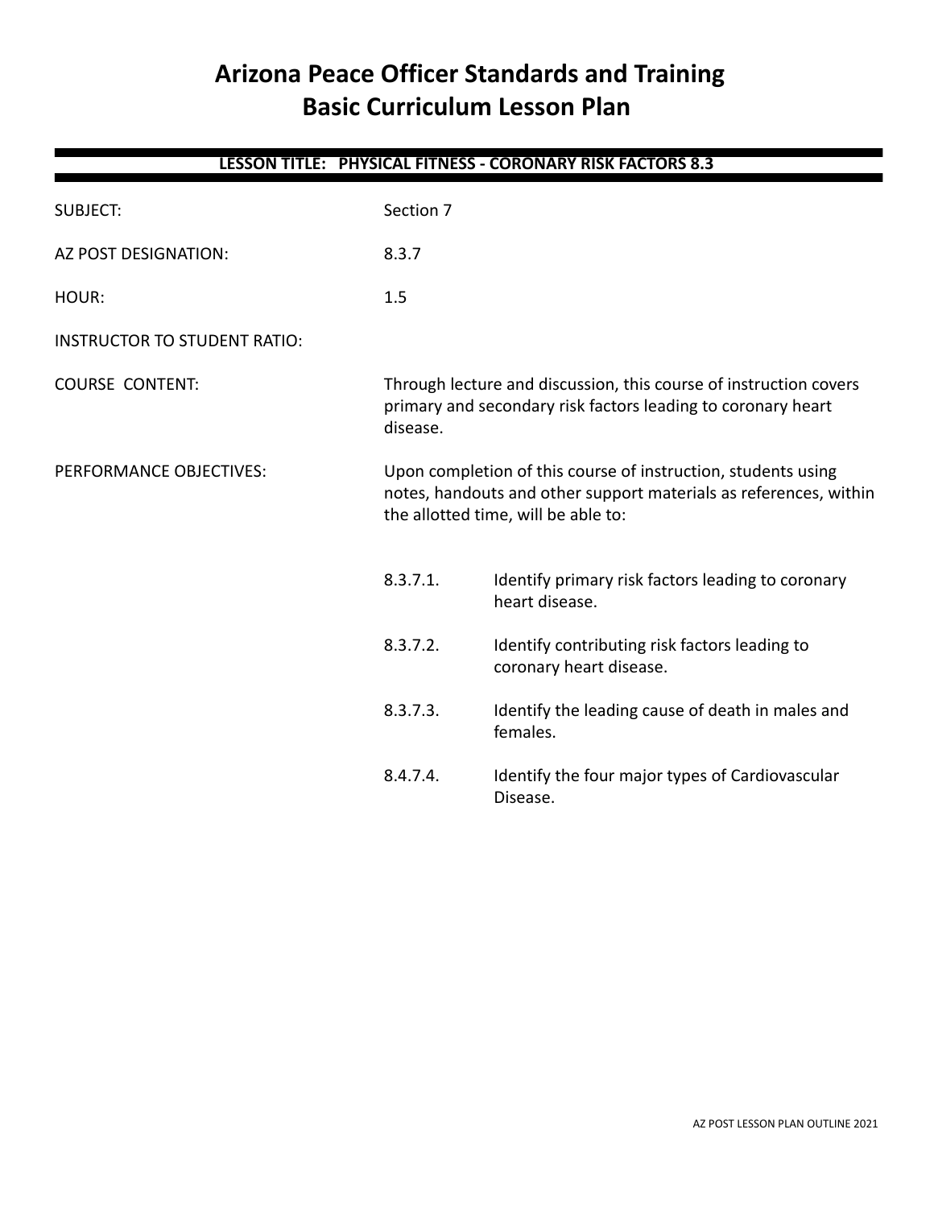# Arizona Peace Officer Standards and Training
# Basic Curriculum Lesson Plan

**LESSON TITLE: PHYSICAL FITNESS - CORONARY RISK FACTORS 8.3**

SUBJECT: Section 7

AZ POST DESIGNATION: 8.3.7

HOUR: 1.5

INSTRUCTOR TO STUDENT RATIO:

COURSE CONTENT: Through lecture and discussion, this course of instruction covers primary and secondary risk factors leading to coronary heart disease.

PERFORMANCE OBJECTIVES: Upon completion of this course of instruction, students using notes, handouts and other support materials as references, within the allotted time, will be able to:

8.3.7.1. Identify primary risk factors leading to coronary heart disease.

8.3.7.2. Identify contributing risk factors leading to coronary heart disease.

8.3.7.3. Identify the leading cause of death in males and females.

8.4.7.4. Identify the four major types of Cardiovascular Disease.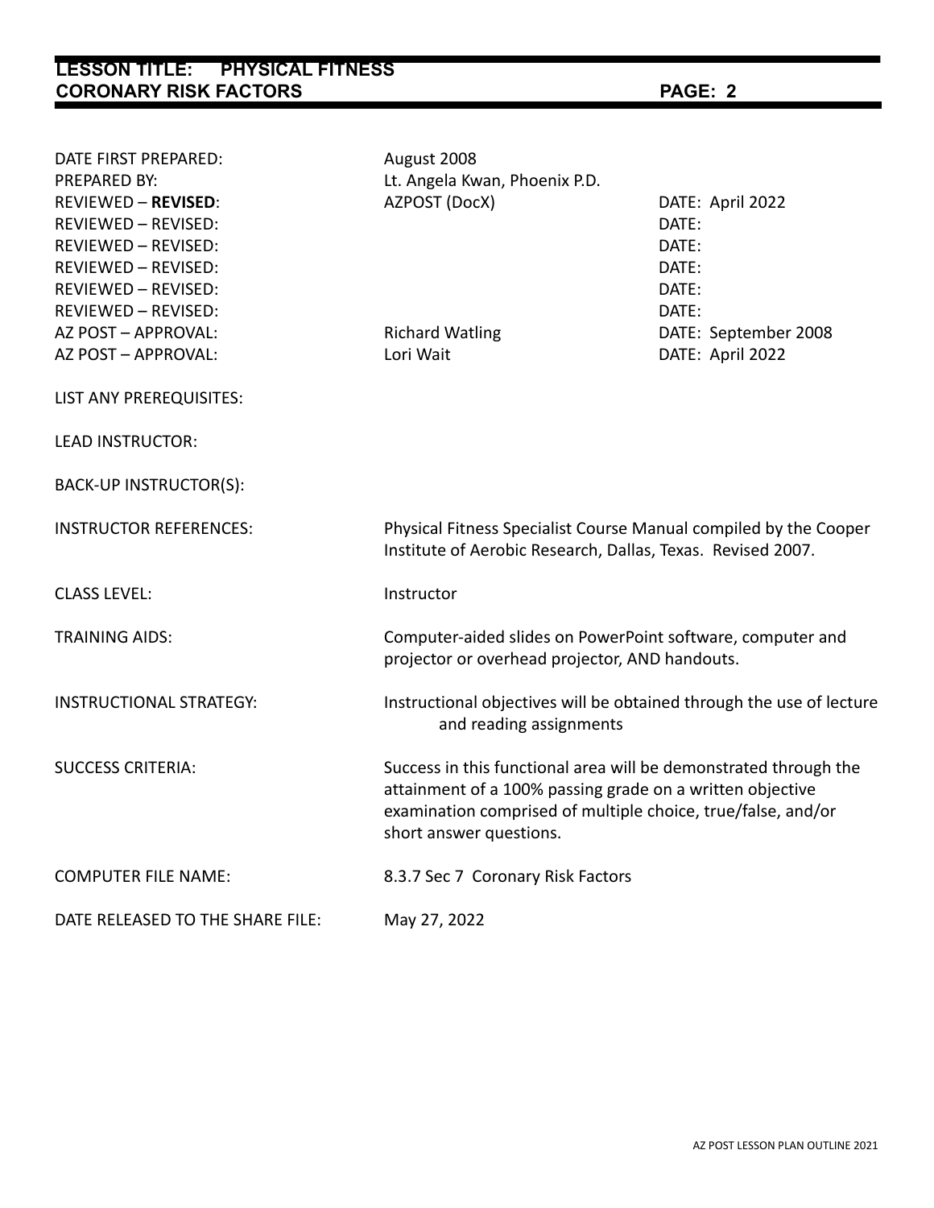| | | |
|---|---|---|
| DATE FIRST PREPARED: | August 2008 | |
| PREPARED BY: | Lt. Angela Kwan, Phoenix P.D. | |
| REVIEWED – **REVISED**: | AZPOST (DocX) | DATE: April 2022 |
| REVIEWED – REVISED: | | DATE: |
| REVIEWED – REVISED: | | DATE: |
| REVIEWED – REVISED: | | DATE: |
| REVIEWED – REVISED: | | DATE: |
| REVIEWED – REVISED: | | DATE: |
| AZ POST – APPROVAL: | Richard Watling | DATE: September 2008 |
| AZ POST – APPROVAL: | Lori Wait | DATE: April 2022 |

LIST ANY PREREQUISITES:

LEAD INSTRUCTOR:

BACK-UP INSTRUCTOR(S):

INSTRUCTOR REFERENCES: Physical Fitness Specialist Course Manual compiled by the Cooper Institute of Aerobic Research, Dallas, Texas. Revised 2007.

CLASS LEVEL: Instructor

TRAINING AIDS: Computer-aided slides on PowerPoint software, computer and projector or overhead projector, AND handouts.

INSTRUCTIONAL STRATEGY: Instructional objectives will be obtained through the use of lecture and reading assignments

SUCCESS CRITERIA: Success in this functional area will be demonstrated through the attainment of a 100% passing grade on a written objective examination comprised of multiple choice, true/false, and/or short answer questions.

COMPUTER FILE NAME: 8.3.7 Sec 7 Coronary Risk Factors

DATE RELEASED TO THE SHARE FILE: May 27, 2022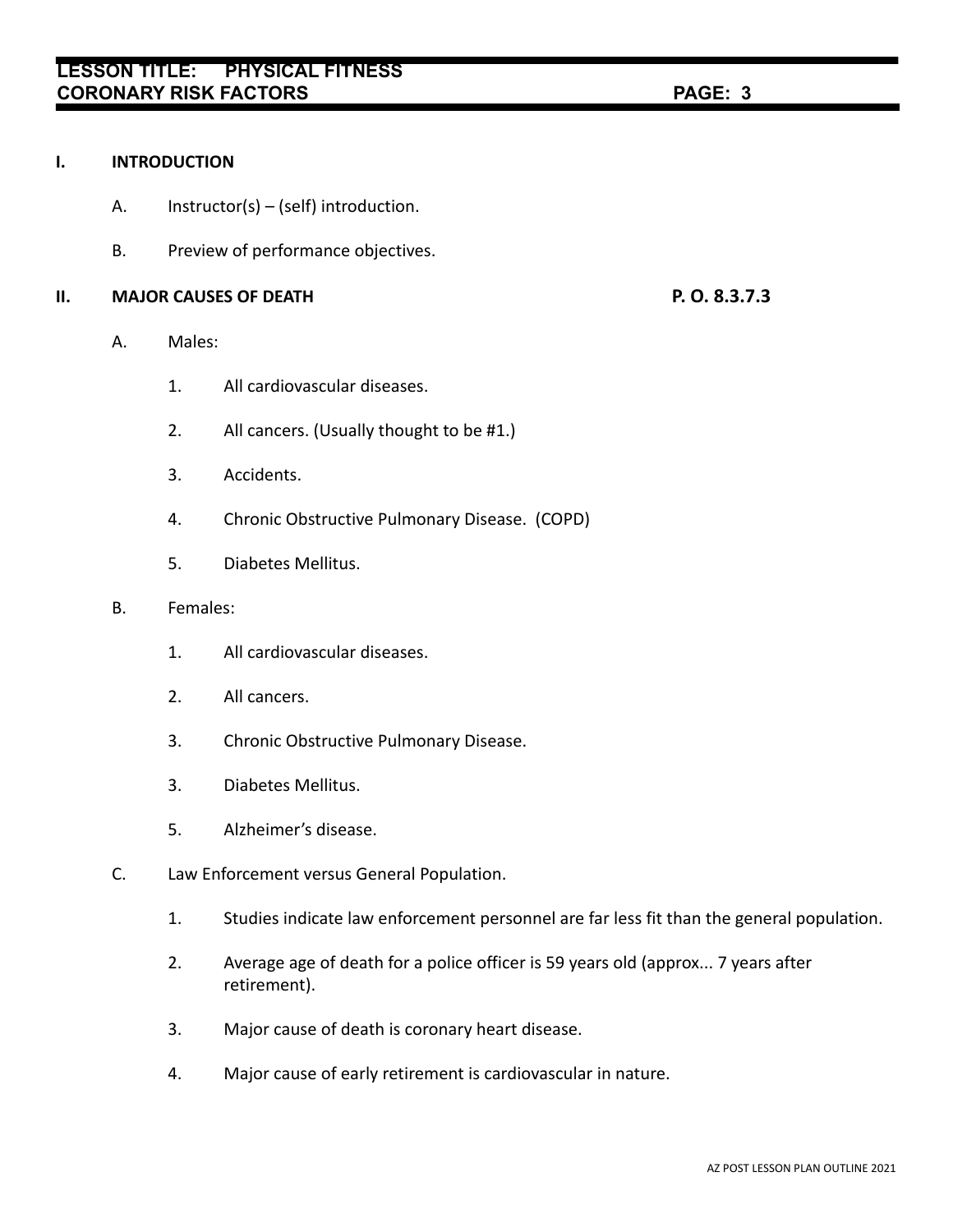## I. INTRODUCTION

A. Instructor(s) – (self) introduction.

B. Preview of performance objectives.

## II. MAJOR CAUSES OF DEATH — P. O. 8.3.7.3

A. Males:

1. All cardiovascular diseases.
2. All cancers. (Usually thought to be #1.)
3. Accidents.
4. Chronic Obstructive Pulmonary Disease. (COPD)
5. Diabetes Mellitus.

B. Females:

1. All cardiovascular diseases.
2. All cancers.
3. Chronic Obstructive Pulmonary Disease.
3. Diabetes Mellitus.
5. Alzheimer's disease.

C. Law Enforcement versus General Population.

1. Studies indicate law enforcement personnel are far less fit than the general population.
2. Average age of death for a police officer is 59 years old (approx... 7 years after retirement).
3. Major cause of death is coronary heart disease.
4. Major cause of early retirement is cardiovascular in nature.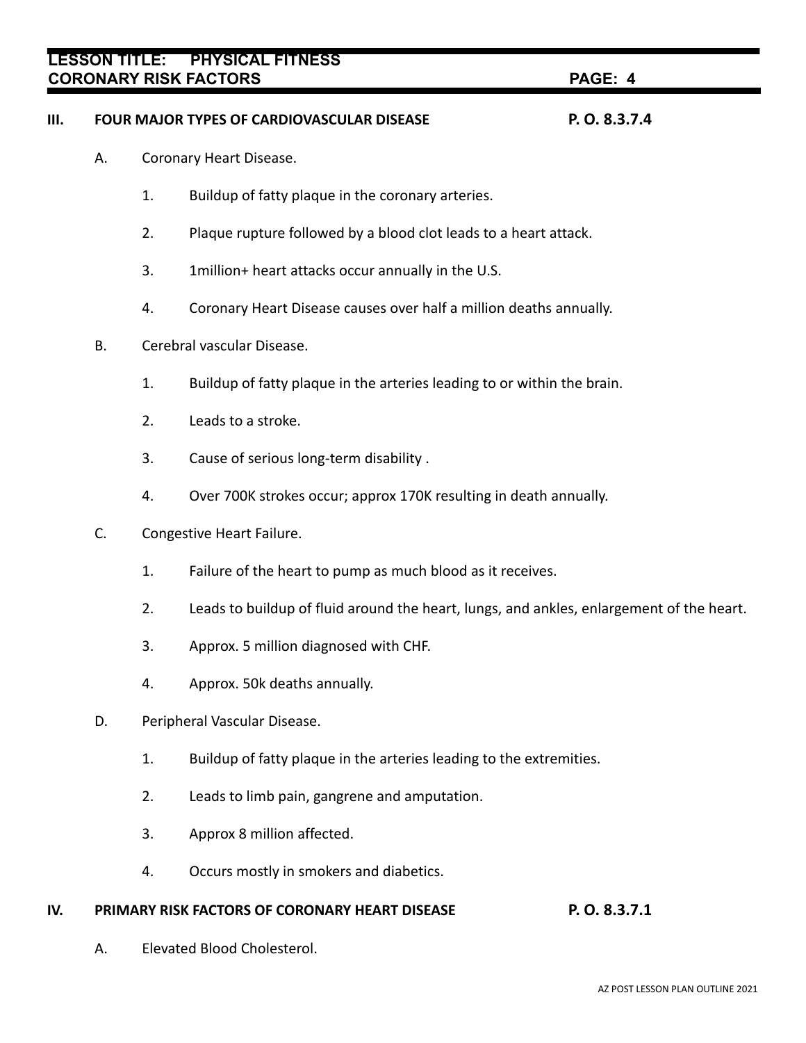## III. FOUR MAJOR TYPES OF CARDIOVASCULAR DISEASE — P. O. 8.3.7.4

A. Coronary Heart Disease.

1. Buildup of fatty plaque in the coronary arteries.
2. Plaque rupture followed by a blood clot leads to a heart attack.
3. 1million+ heart attacks occur annually in the U.S.
4. Coronary Heart Disease causes over half a million deaths annually.

B. Cerebral vascular Disease.

1. Buildup of fatty plaque in the arteries leading to or within the brain.
2. Leads to a stroke.
3. Cause of serious long-term disability .
4. Over 700K strokes occur; approx 170K resulting in death annually.

C. Congestive Heart Failure.

1. Failure of the heart to pump as much blood as it receives.
2. Leads to buildup of fluid around the heart, lungs, and ankles, enlargement of the heart.
3. Approx. 5 million diagnosed with CHF.
4. Approx. 50k deaths annually.

D. Peripheral Vascular Disease.

1. Buildup of fatty plaque in the arteries leading to the extremities.
2. Leads to limb pain, gangrene and amputation.
3. Approx 8 million affected.
4. Occurs mostly in smokers and diabetics.

## IV. PRIMARY RISK FACTORS OF CORONARY HEART DISEASE — P. O. 8.3.7.1

A. Elevated Blood Cholesterol.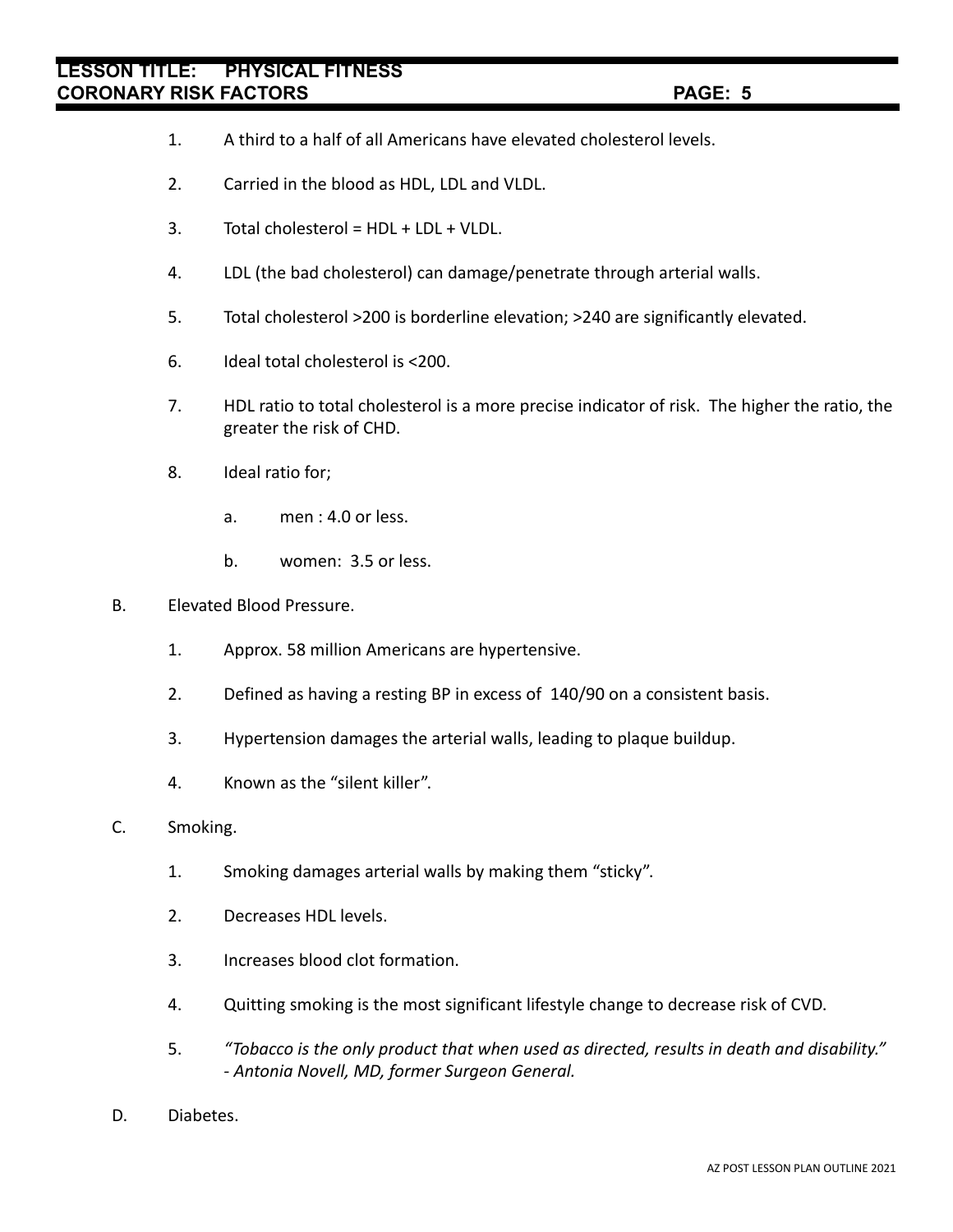1. A third to a half of all Americans have elevated cholesterol levels.

2. Carried in the blood as HDL, LDL and VLDL.

3. Total cholesterol = HDL + LDL + VLDL.

4. LDL (the bad cholesterol) can damage/penetrate through arterial walls.

5. Total cholesterol >200 is borderline elevation; >240 are significantly elevated.

6. Ideal total cholesterol is <200.

7. HDL ratio to total cholesterol is a more precise indicator of risk. The higher the ratio, the greater the risk of CHD.

8. Ideal ratio for;

   a. men : 4.0 or less.

   b. women: 3.5 or less.

B. Elevated Blood Pressure.

1. Approx. 58 million Americans are hypertensive.

2. Defined as having a resting BP in excess of 140/90 on a consistent basis.

3. Hypertension damages the arterial walls, leading to plaque buildup.

4. Known as the "silent killer".

C. Smoking.

1. Smoking damages arterial walls by making them "sticky".

2. Decreases HDL levels.

3. Increases blood clot formation.

4. Quitting smoking is the most significant lifestyle change to decrease risk of CVD.

5. *"Tobacco is the only product that when used as directed, results in death and disability." - Antonia Novell, MD, former Surgeon General.*

D. Diabetes.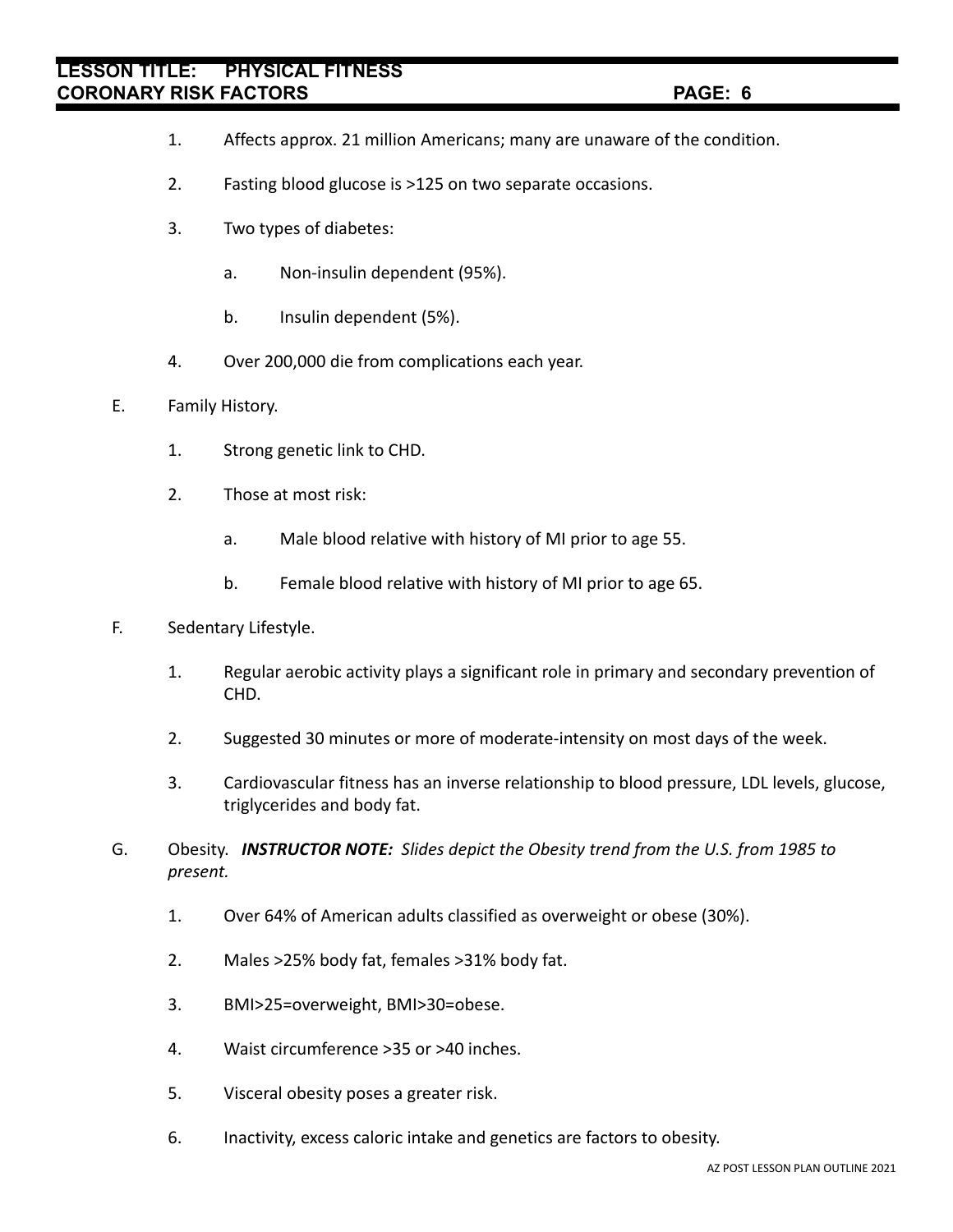1. Affects approx. 21 million Americans; many are unaware of the condition.

2. Fasting blood glucose is >125 on two separate occasions.

3. Two types of diabetes:

    a. Non-insulin dependent (95%).

    b. Insulin dependent (5%).

4. Over 200,000 die from complications each year.

E. Family History.

1. Strong genetic link to CHD.

2. Those at most risk:

    a. Male blood relative with history of MI prior to age 55.

    b. Female blood relative with history of MI prior to age 65.

F. Sedentary Lifestyle.

1. Regular aerobic activity plays a significant role in primary and secondary prevention of CHD.

2. Suggested 30 minutes or more of moderate-intensity on most days of the week.

3. Cardiovascular fitness has an inverse relationship to blood pressure, LDL levels, glucose, triglycerides and body fat.

G. Obesity. ***INSTRUCTOR NOTE:*** *Slides depict the Obesity trend from the U.S. from 1985 to present.*

1. Over 64% of American adults classified as overweight or obese (30%).

2. Males >25% body fat, females >31% body fat.

3. BMI>25=overweight, BMI>30=obese.

4. Waist circumference >35 or >40 inches.

5. Visceral obesity poses a greater risk.

6. Inactivity, excess caloric intake and genetics are factors to obesity.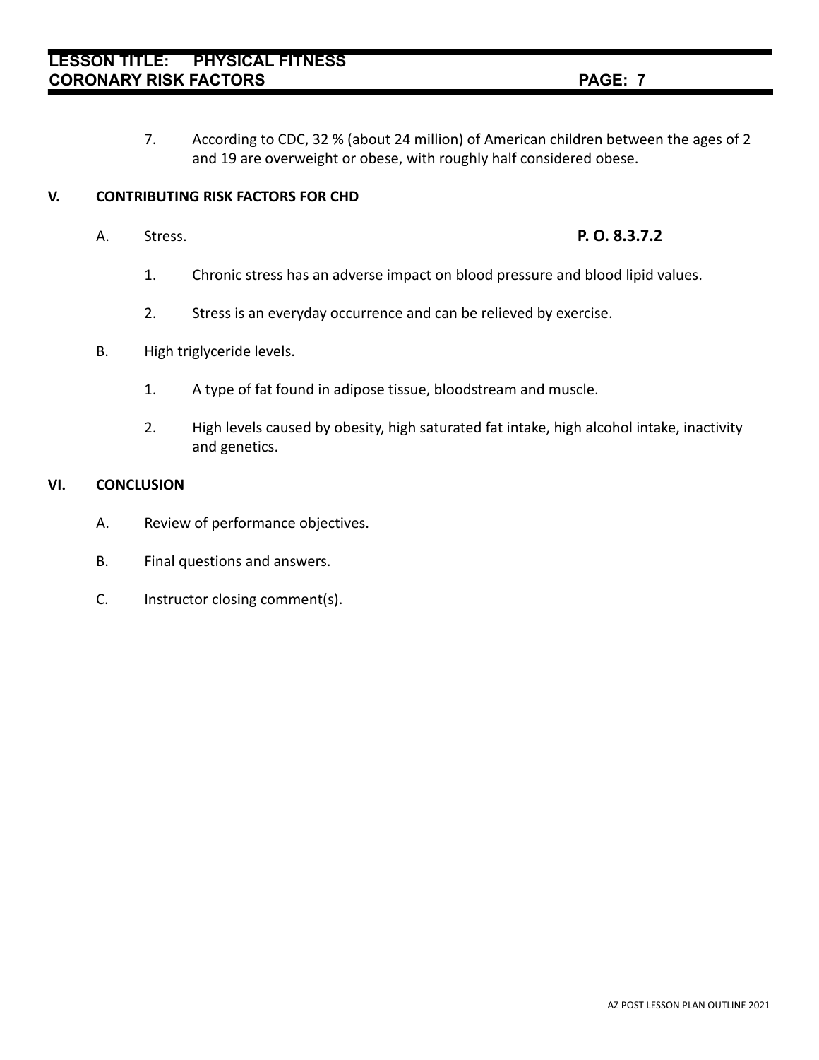7. According to CDC, 32 % (about 24 million) of American children between the ages of 2 and 19 are overweight or obese, with roughly half considered obese.

## V. CONTRIBUTING RISK FACTORS FOR CHD

A. Stress. **P. O. 8.3.7.2**

1. Chronic stress has an adverse impact on blood pressure and blood lipid values.

2. Stress is an everyday occurrence and can be relieved by exercise.

B. High triglyceride levels.

1. A type of fat found in adipose tissue, bloodstream and muscle.

2. High levels caused by obesity, high saturated fat intake, high alcohol intake, inactivity and genetics.

## VI. CONCLUSION

A. Review of performance objectives.

B. Final questions and answers.

C. Instructor closing comment(s).